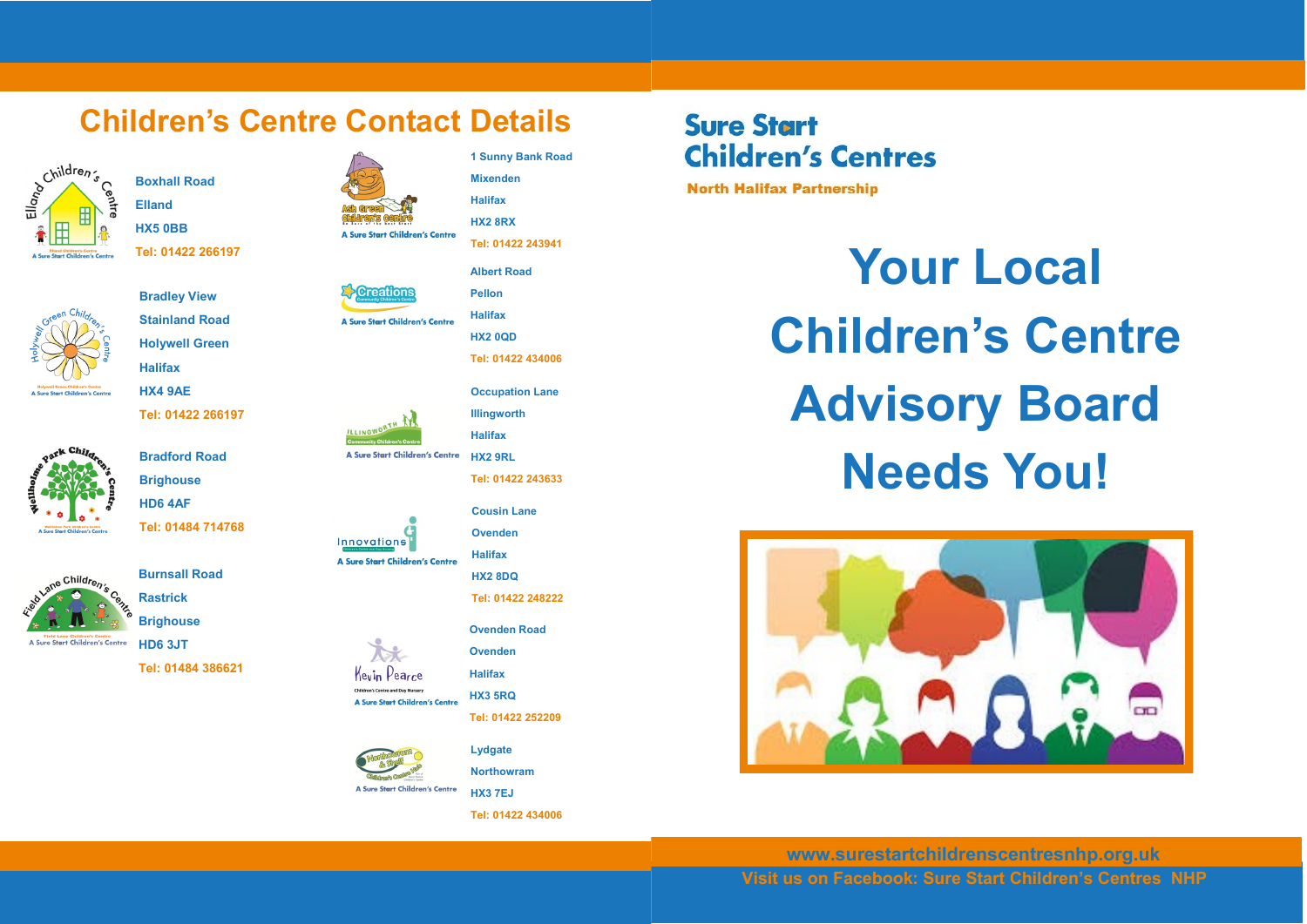## Children's Centre Contact Details

**Elland Children's Centre** – A Sure Start Children's Centre
Boxhall Road
Elland
HX5 0BB
Tel: 01422 266197

**Holywell Green Children's Centre** – A Sure Start Children's Centre
Bradley View
Stainland Road
Holywell Green
Halifax
HX4 9AE
Tel: 01422 266197

**Wellholme Park Children's Centre** – A Sure Start Children's Centre
Bradford Road
Brighouse
HD6 4AF
Tel: 01484 714768

**Field Lane Children's Centre** – A Sure Start Children's Centre
Burnsall Road
Rastrick
Brighouse
HD6 3JT
Tel: 01484 386621

**Ash Green Children's Centre** – A Sure Start Children's Centre
1 Sunny Bank Road
Mixenden
Halifax
HX2 8RX
Tel: 01422 243941

**Creations Community Children's Centre** – A Sure Start Children's Centre
Albert Road
Pellon
Halifax
HX2 0QD
Tel: 01422 434006

**Illingworth Community Children's Centre** – A Sure Start Children's Centre
Occupation Lane
Illingworth
Halifax
HX2 9RL
Tel: 01422 243633

**Innovations** – A Sure Start Children's Centre
Cousin Lane
Ovenden
Halifax
HX2 8DQ
Tel: 01422 248222

**Kevin Pearce Children's Centre and Day Nursery** – A Sure Start Children's Centre
Ovenden Road
Ovenden
Halifax
HX3 5RQ
Tel: 01422 252209

**Northowram & Shelf Children's Centre** – A Sure Start Children's Centre
Lydgate
Northowram
HX3 7EJ
Tel: 01422 434006

---

**Sure Start Children's Centres**
**North Halifax Partnership**

# Your Local Children's Centre Advisory Board Needs You!

www.surestartchildrenscentresnhp.org.uk
Visit us on Facebook: Sure Start Children's Centres NHP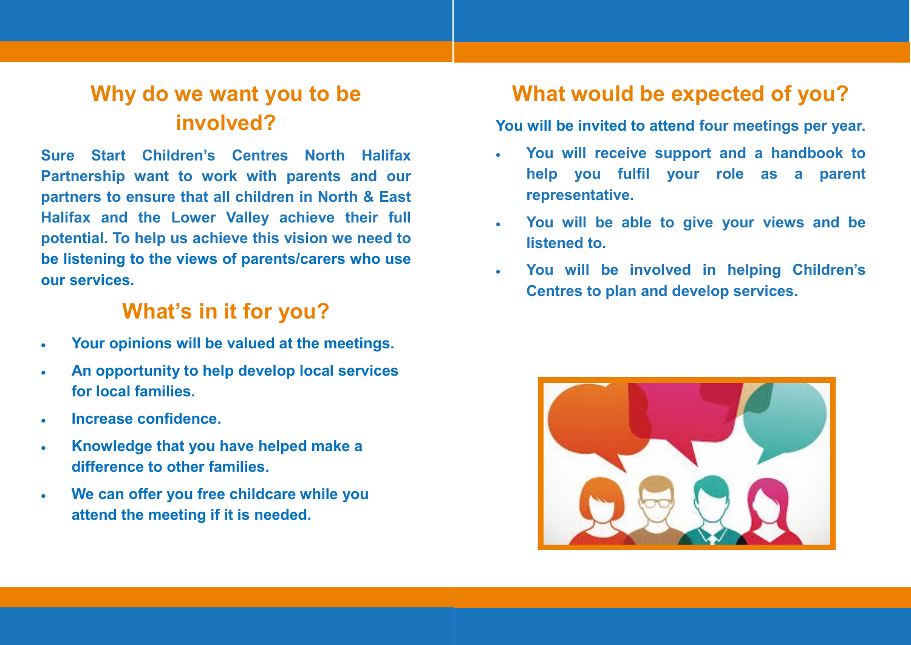## Why do we want you to be involved?

**Sure Start Children's Centres North Halifax Partnership want to work with parents and our partners to ensure that all children in North & East Halifax and the Lower Valley achieve their full potential. To help us achieve this vision we need to be listening to the views of parents/carers who use our services.**

## What's in it for you?

- **Your opinions will be valued at the meetings.**
- **An opportunity to help develop local services for local families.**
- **Increase confidence.**
- **Knowledge that you have helped make a difference to other families.**
- **We can offer you free childcare while you attend the meeting if it is needed.**

## What would be expected of you?

**You will be invited to attend four meetings per year.**

- **You will receive support and a handbook to help you fulfil your role as a parent representative.**
- **You will be able to give your views and be listened to.**
- **You will be involved in helping Children's Centres to plan and develop services.**